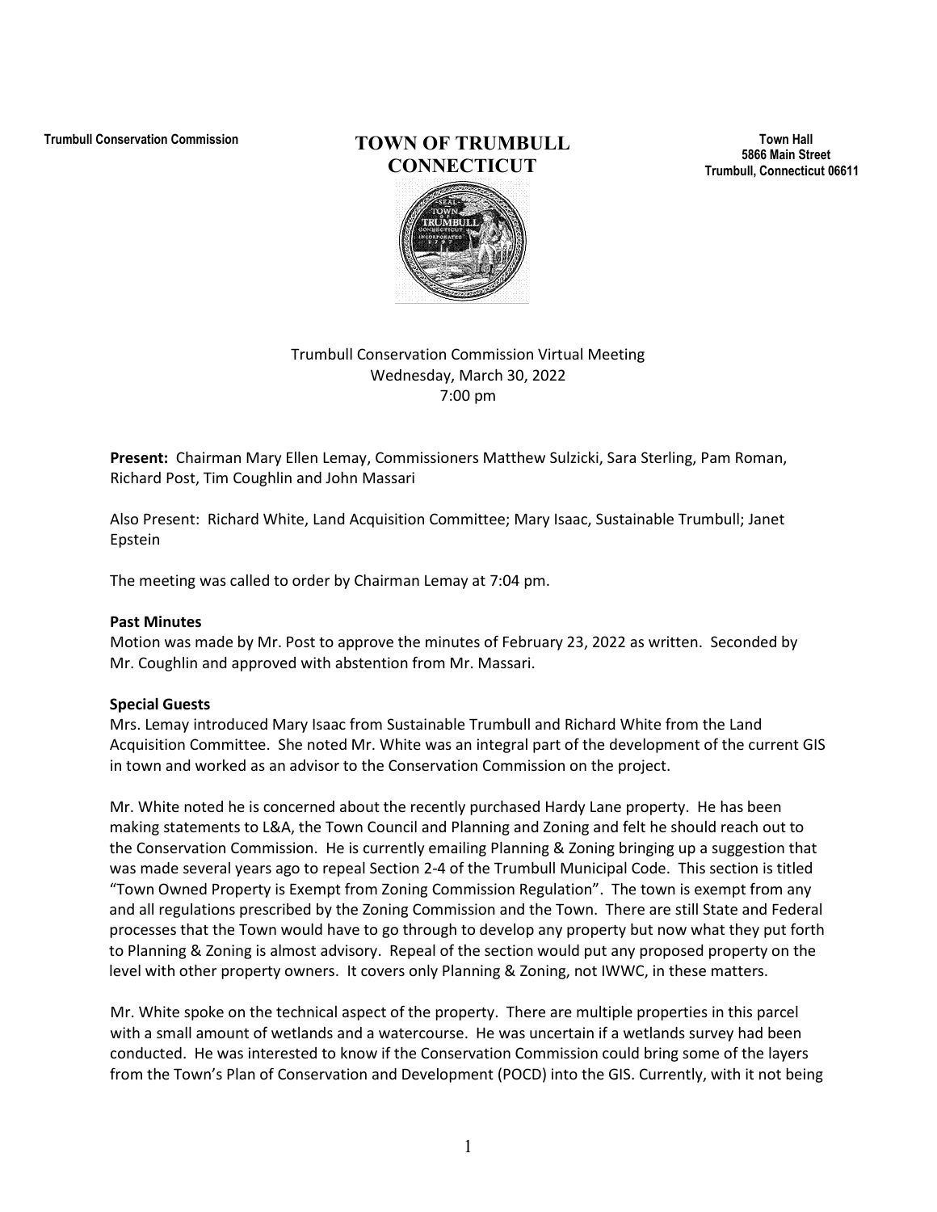Trumbull Conservation Commission

# TOWN OF TRUMBULL CONNECTICUT

Town Hall
5866 Main Street
Trumbull, Connecticut 06611

Trumbull Conservation Commission Virtual Meeting
Wednesday, March 30, 2022
7:00 pm

**Present:** Chairman Mary Ellen Lemay, Commissioners Matthew Sulzicki, Sara Sterling, Pam Roman, Richard Post, Tim Coughlin and John Massari

Also Present: Richard White, Land Acquisition Committee; Mary Isaac, Sustainable Trumbull; Janet Epstein

The meeting was called to order by Chairman Lemay at 7:04 pm.

**Past Minutes**

Motion was made by Mr. Post to approve the minutes of February 23, 2022 as written. Seconded by Mr. Coughlin and approved with abstention from Mr. Massari.

**Special Guests**

Mrs. Lemay introduced Mary Isaac from Sustainable Trumbull and Richard White from the Land Acquisition Committee. She noted Mr. White was an integral part of the development of the current GIS in town and worked as an advisor to the Conservation Commission on the project.

Mr. White noted he is concerned about the recently purchased Hardy Lane property. He has been making statements to L&A, the Town Council and Planning and Zoning and felt he should reach out to the Conservation Commission. He is currently emailing Planning & Zoning bringing up a suggestion that was made several years ago to repeal Section 2-4 of the Trumbull Municipal Code. This section is titled "Town Owned Property is Exempt from Zoning Commission Regulation". The town is exempt from any and all regulations prescribed by the Zoning Commission and the Town. There are still State and Federal processes that the Town would have to go through to develop any property but now what they put forth to Planning & Zoning is almost advisory. Repeal of the section would put any proposed property on the level with other property owners. It covers only Planning & Zoning, not IWWC, in these matters.

Mr. White spoke on the technical aspect of the property. There are multiple properties in this parcel with a small amount of wetlands and a watercourse. He was uncertain if a wetlands survey had been conducted. He was interested to know if the Conservation Commission could bring some of the layers from the Town's Plan of Conservation and Development (POCD) into the GIS. Currently, with it not being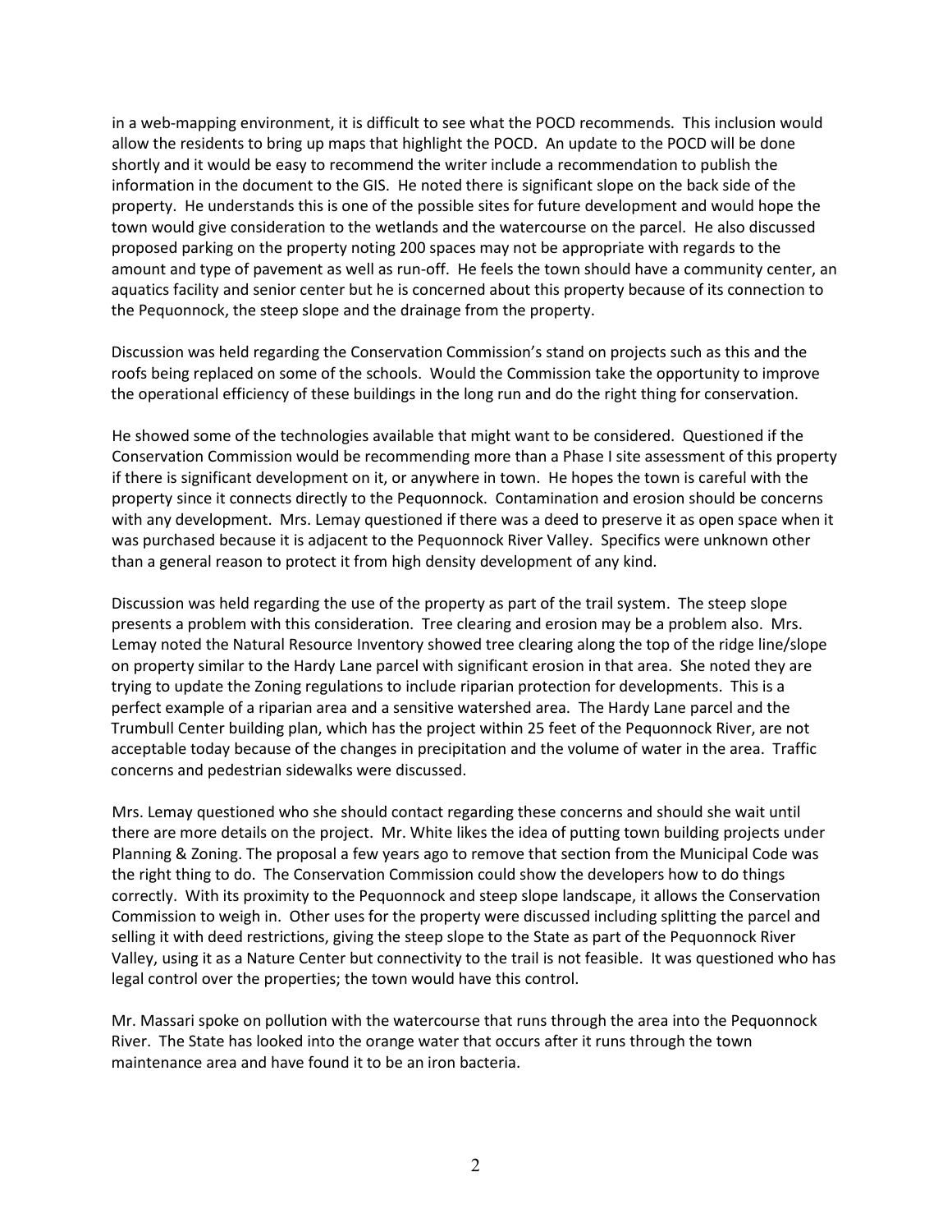in a web-mapping environment, it is difficult to see what the POCD recommends. This inclusion would allow the residents to bring up maps that highlight the POCD. An update to the POCD will be done shortly and it would be easy to recommend the writer include a recommendation to publish the information in the document to the GIS. He noted there is significant slope on the back side of the property. He understands this is one of the possible sites for future development and would hope the town would give consideration to the wetlands and the watercourse on the parcel. He also discussed proposed parking on the property noting 200 spaces may not be appropriate with regards to the amount and type of pavement as well as run-off. He feels the town should have a community center, an aquatics facility and senior center but he is concerned about this property because of its connection to the Pequonnock, the steep slope and the drainage from the property.

Discussion was held regarding the Conservation Commission's stand on projects such as this and the roofs being replaced on some of the schools. Would the Commission take the opportunity to improve the operational efficiency of these buildings in the long run and do the right thing for conservation.

He showed some of the technologies available that might want to be considered. Questioned if the Conservation Commission would be recommending more than a Phase I site assessment of this property if there is significant development on it, or anywhere in town. He hopes the town is careful with the property since it connects directly to the Pequonnock. Contamination and erosion should be concerns with any development. Mrs. Lemay questioned if there was a deed to preserve it as open space when it was purchased because it is adjacent to the Pequonnock River Valley. Specifics were unknown other than a general reason to protect it from high density development of any kind.

Discussion was held regarding the use of the property as part of the trail system. The steep slope presents a problem with this consideration. Tree clearing and erosion may be a problem also. Mrs. Lemay noted the Natural Resource Inventory showed tree clearing along the top of the ridge line/slope on property similar to the Hardy Lane parcel with significant erosion in that area. She noted they are trying to update the Zoning regulations to include riparian protection for developments. This is a perfect example of a riparian area and a sensitive watershed area. The Hardy Lane parcel and the Trumbull Center building plan, which has the project within 25 feet of the Pequonnock River, are not acceptable today because of the changes in precipitation and the volume of water in the area. Traffic concerns and pedestrian sidewalks were discussed.

Mrs. Lemay questioned who she should contact regarding these concerns and should she wait until there are more details on the project. Mr. White likes the idea of putting town building projects under Planning & Zoning. The proposal a few years ago to remove that section from the Municipal Code was the right thing to do. The Conservation Commission could show the developers how to do things correctly. With its proximity to the Pequonnock and steep slope landscape, it allows the Conservation Commission to weigh in. Other uses for the property were discussed including splitting the parcel and selling it with deed restrictions, giving the steep slope to the State as part of the Pequonnock River Valley, using it as a Nature Center but connectivity to the trail is not feasible. It was questioned who has legal control over the properties; the town would have this control.

Mr. Massari spoke on pollution with the watercourse that runs through the area into the Pequonnock River. The State has looked into the orange water that occurs after it runs through the town maintenance area and have found it to be an iron bacteria.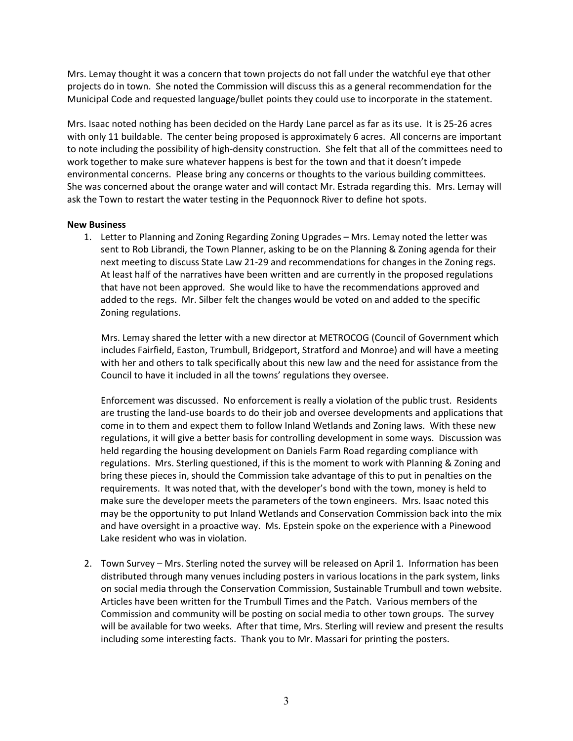Mrs. Lemay thought it was a concern that town projects do not fall under the watchful eye that other projects do in town. She noted the Commission will discuss this as a general recommendation for the Municipal Code and requested language/bullet points they could use to incorporate in the statement.

Mrs. Isaac noted nothing has been decided on the Hardy Lane parcel as far as its use. It is 25-26 acres with only 11 buildable. The center being proposed is approximately 6 acres. All concerns are important to note including the possibility of high-density construction. She felt that all of the committees need to work together to make sure whatever happens is best for the town and that it doesn't impede environmental concerns. Please bring any concerns or thoughts to the various building committees. She was concerned about the orange water and will contact Mr. Estrada regarding this. Mrs. Lemay will ask the Town to restart the water testing in the Pequonnock River to define hot spots.

**New Business**

1. Letter to Planning and Zoning Regarding Zoning Upgrades – Mrs. Lemay noted the letter was sent to Rob Librandi, the Town Planner, asking to be on the Planning & Zoning agenda for their next meeting to discuss State Law 21-29 and recommendations for changes in the Zoning regs. At least half of the narratives have been written and are currently in the proposed regulations that have not been approved. She would like to have the recommendations approved and added to the regs. Mr. Silber felt the changes would be voted on and added to the specific Zoning regulations.

   Mrs. Lemay shared the letter with a new director at METROCOG (Council of Government which includes Fairfield, Easton, Trumbull, Bridgeport, Stratford and Monroe) and will have a meeting with her and others to talk specifically about this new law and the need for assistance from the Council to have it included in all the towns' regulations they oversee.

   Enforcement was discussed. No enforcement is really a violation of the public trust. Residents are trusting the land-use boards to do their job and oversee developments and applications that come in to them and expect them to follow Inland Wetlands and Zoning laws. With these new regulations, it will give a better basis for controlling development in some ways. Discussion was held regarding the housing development on Daniels Farm Road regarding compliance with regulations. Mrs. Sterling questioned, if this is the moment to work with Planning & Zoning and bring these pieces in, should the Commission take advantage of this to put in penalties on the requirements. It was noted that, with the developer's bond with the town, money is held to make sure the developer meets the parameters of the town engineers. Mrs. Isaac noted this may be the opportunity to put Inland Wetlands and Conservation Commission back into the mix and have oversight in a proactive way. Ms. Epstein spoke on the experience with a Pinewood Lake resident who was in violation.

2. Town Survey – Mrs. Sterling noted the survey will be released on April 1. Information has been distributed through many venues including posters in various locations in the park system, links on social media through the Conservation Commission, Sustainable Trumbull and town website. Articles have been written for the Trumbull Times and the Patch. Various members of the Commission and community will be posting on social media to other town groups. The survey will be available for two weeks. After that time, Mrs. Sterling will review and present the results including some interesting facts. Thank you to Mr. Massari for printing the posters.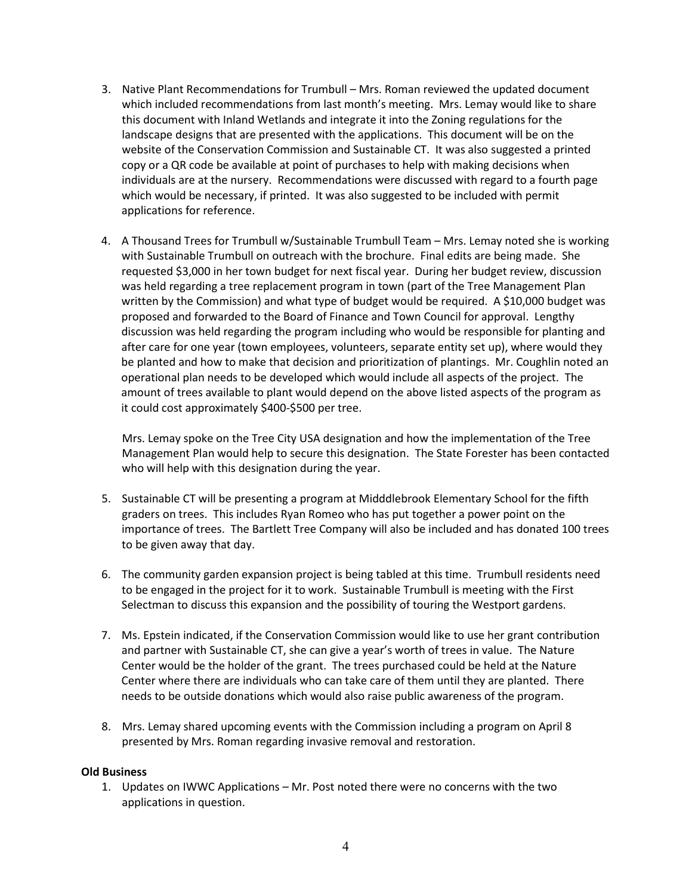3. Native Plant Recommendations for Trumbull – Mrs. Roman reviewed the updated document which included recommendations from last month's meeting. Mrs. Lemay would like to share this document with Inland Wetlands and integrate it into the Zoning regulations for the landscape designs that are presented with the applications. This document will be on the website of the Conservation Commission and Sustainable CT. It was also suggested a printed copy or a QR code be available at point of purchases to help with making decisions when individuals are at the nursery. Recommendations were discussed with regard to a fourth page which would be necessary, if printed. It was also suggested to be included with permit applications for reference.

4. A Thousand Trees for Trumbull w/Sustainable Trumbull Team – Mrs. Lemay noted she is working with Sustainable Trumbull on outreach with the brochure. Final edits are being made. She requested $3,000 in her town budget for next fiscal year. During her budget review, discussion was held regarding a tree replacement program in town (part of the Tree Management Plan written by the Commission) and what type of budget would be required. A $10,000 budget was proposed and forwarded to the Board of Finance and Town Council for approval. Lengthy discussion was held regarding the program including who would be responsible for planting and after care for one year (town employees, volunteers, separate entity set up), where would they be planted and how to make that decision and prioritization of plantings. Mr. Coughlin noted an operational plan needs to be developed which would include all aspects of the project. The amount of trees available to plant would depend on the above listed aspects of the program as it could cost approximately $400-$500 per tree.

   Mrs. Lemay spoke on the Tree City USA designation and how the implementation of the Tree Management Plan would help to secure this designation. The State Forester has been contacted who will help with this designation during the year.

5. Sustainable CT will be presenting a program at Midddlebrook Elementary School for the fifth graders on trees. This includes Ryan Romeo who has put together a power point on the importance of trees. The Bartlett Tree Company will also be included and has donated 100 trees to be given away that day.

6. The community garden expansion project is being tabled at this time. Trumbull residents need to be engaged in the project for it to work. Sustainable Trumbull is meeting with the First Selectman to discuss this expansion and the possibility of touring the Westport gardens.

7. Ms. Epstein indicated, if the Conservation Commission would like to use her grant contribution and partner with Sustainable CT, she can give a year's worth of trees in value. The Nature Center would be the holder of the grant. The trees purchased could be held at the Nature Center where there are individuals who can take care of them until they are planted. There needs to be outside donations which would also raise public awareness of the program.

8. Mrs. Lemay shared upcoming events with the Commission including a program on April 8 presented by Mrs. Roman regarding invasive removal and restoration.

**Old Business**

1. Updates on IWWC Applications – Mr. Post noted there were no concerns with the two applications in question.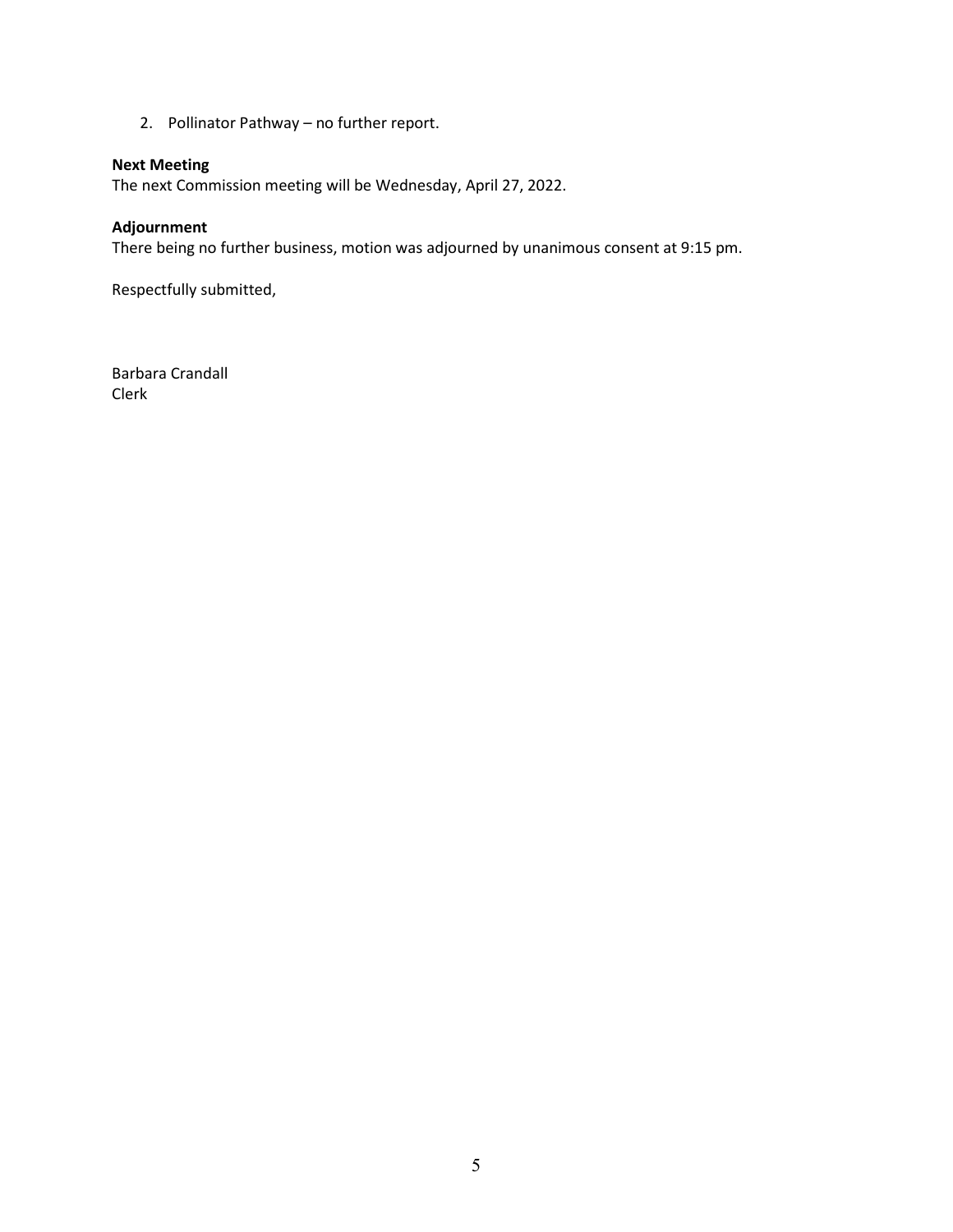2. Pollinator Pathway – no further report.

**Next Meeting**

The next Commission meeting will be Wednesday, April 27, 2022.

**Adjournment**

There being no further business, motion was adjourned by unanimous consent at 9:15 pm.

Respectfully submitted,

Barbara Crandall
Clerk